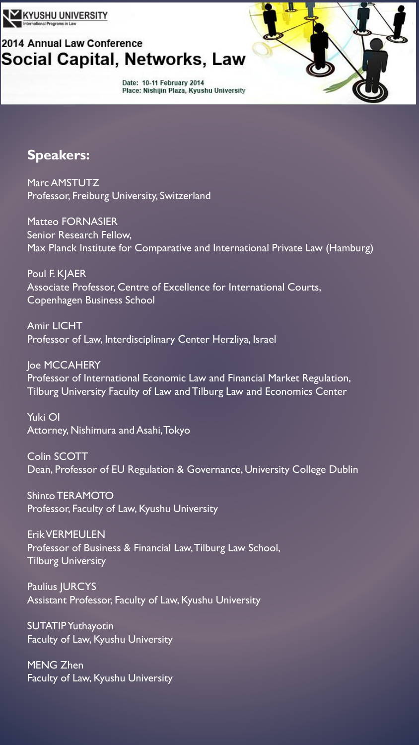KYUSHU UNIVERSITY
International Programs in Law

2014 Annual Law Conference

# Social Capital, Networks, Law

Date: 10-11 February 2014
Place: Nishijin Plaza, Kyushu University

## Speakers:

Marc AMSTUTZ
Professor, Freiburg University, Switzerland

Matteo FORNASIER
Senior Research Fellow,
Max Planck Institute for Comparative and International Private Law (Hamburg)

Poul F. KJAER
Associate Professor, Centre of Excellence for International Courts,
Copenhagen Business School

Amir LICHT
Professor of Law, Interdisciplinary Center Herzliya, Israel

Joe MCCAHERY
Professor of International Economic Law and Financial Market Regulation,
Tilburg University Faculty of Law and Tilburg Law and Economics Center

Yuki OI
Attorney, Nishimura and Asahi, Tokyo

Colin SCOTT
Dean, Professor of EU Regulation & Governance, University College Dublin

Shinto TERAMOTO
Professor, Faculty of Law, Kyushu University

Erik VERMEULEN
Professor of Business & Financial Law, Tilburg Law School,
Tilburg University

Paulius JURCYS
Assistant Professor, Faculty of Law, Kyushu University

SUTATIP Yuthayotin
Faculty of Law, Kyushu University

MENG Zhen
Faculty of Law, Kyushu University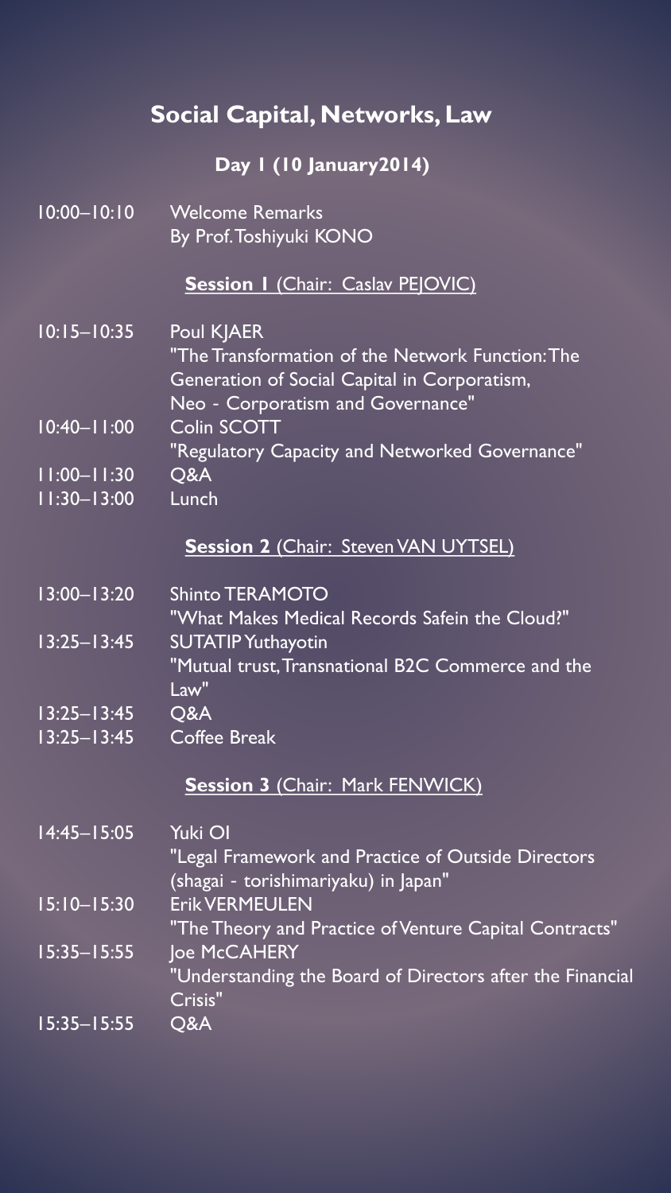# Social Capital, Networks, Law

## Day 1 (10 January2014)

| | |
|---|---|
| 10:00–10:10 | Welcome Remarks<br>By Prof. Toshiyuki KONO |

### Session 1 (Chair: Caslav PEJOVIC)

| | |
|---|---|
| 10:15–10:35 | Poul KJAER<br>"The Transformation of the Network Function: The Generation of Social Capital in Corporatism, Neo - Corporatism and Governance" |
| 10:40–11:00 | Colin SCOTT<br>"Regulatory Capacity and Networked Governance" |
| 11:00–11:30 | Q&A |
| 11:30–13:00 | Lunch |

### Session 2 (Chair: Steven VAN UYTSEL)

| | |
|---|---|
| 13:00–13:20 | Shinto TERAMOTO<br>"What Makes Medical Records Safein the Cloud?" |
| 13:25–13:45 | SUTATIP Yuthayotin<br>"Mutual trust, Transnational B2C Commerce and the Law" |
| 13:25–13:45 | Q&A |
| 13:25–13:45 | Coffee Break |

### Session 3 (Chair: Mark FENWICK)

| | |
|---|---|
| 14:45–15:05 | Yuki OI<br>"Legal Framework and Practice of Outside Directors (shagai - torishimariyaku) in Japan" |
| 15:10–15:30 | Erik VERMEULEN<br>"The Theory and Practice of Venture Capital Contracts" |
| 15:35–15:55 | Joe McCAHERY<br>"Understanding the Board of Directors after the Financial Crisis" |
| 15:35–15:55 | Q&A |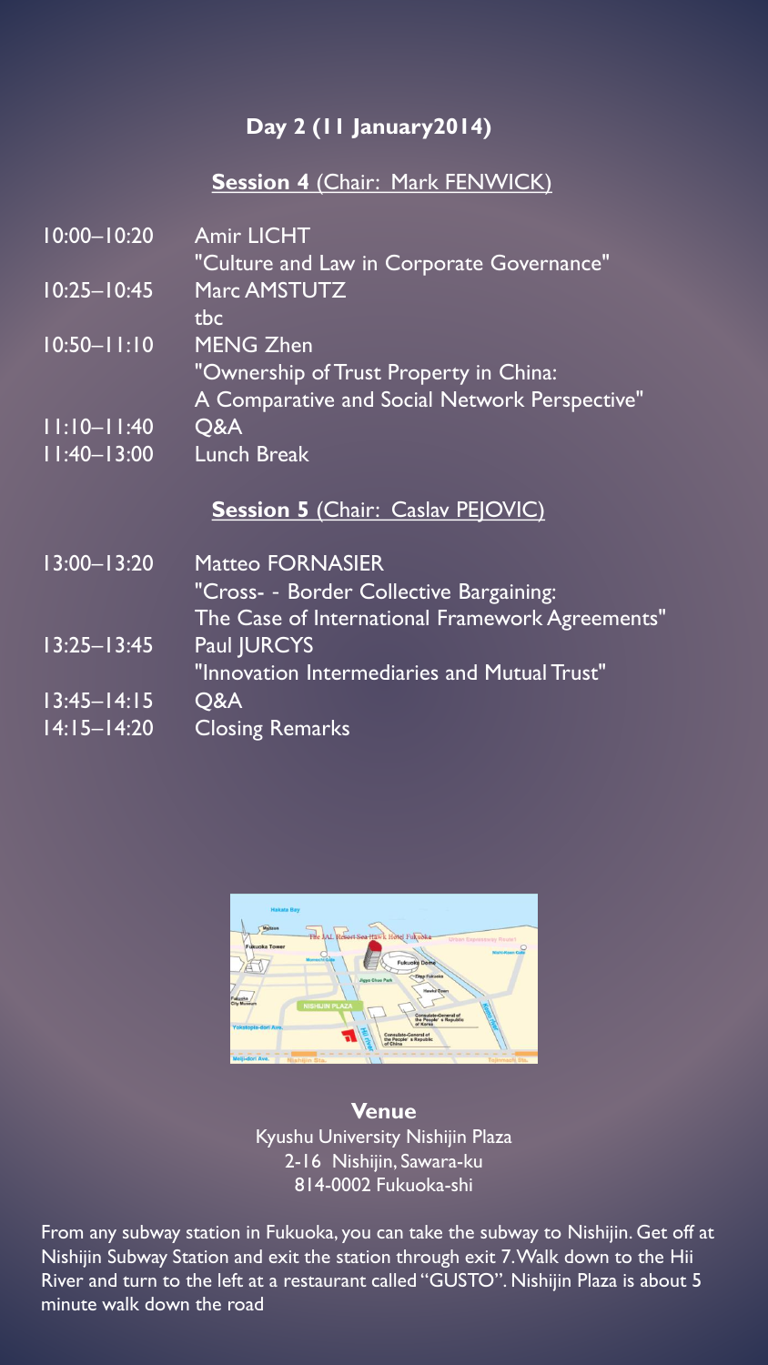## Day 2 (11 January2014)

### **Session 4** (Chair: Mark FENWICK)

| | |
|---|---|
| 10:00–10:20 | Amir LICHT<br>"Culture and Law in Corporate Governance" |
| 10:25–10:45 | Marc AMSTUTZ<br>tbc |
| 10:50–11:10 | MENG Zhen<br>"Ownership of Trust Property in China: A Comparative and Social Network Perspective" |
| 11:10–11:40 | Q&A |
| 11:40–13:00 | Lunch Break |

### **Session 5** (Chair: Caslav PEJOVIC)

| | |
|---|---|
| 13:00–13:20 | Matteo FORNASIER<br>"Cross- - Border Collective Bargaining: The Case of International Framework Agreements" |
| 13:25–13:45 | Paul JURCYS<br>"Innovation Intermediaries and Mutual Trust" |
| 13:45–14:15 | Q&A |
| 14:15–14:20 | Closing Remarks |

Hakata Bay
Marizon
Fukuoka Tower
The JAL Resort Sea Hawk Hotel Fukuoka
Urban Expressway Route1
Momochi Gate
Fukuoka Dome
Jigyo Chuo Park
Fukuoka City Museum
NISHIJIN PLAZA
Hawks Town
Consulate-General of the People's Republic of Korea
Consulate-General of the People's Republic of China
Yokatopia-dori Ave.
Hii River
Meiji-dori Ave.
Nishijin Sta.
Tojinmachi Sta.

**Venue**
Kyushu University Nishijin Plaza
2-16 Nishijin, Sawara-ku
814-0002 Fukuoka-shi

From any subway station in Fukuoka, you can take the subway to Nishijin. Get off at Nishijin Subway Station and exit the station through exit 7. Walk down to the Hii River and turn to the left at a restaurant called "GUSTO". Nishijin Plaza is about 5 minute walk down the road